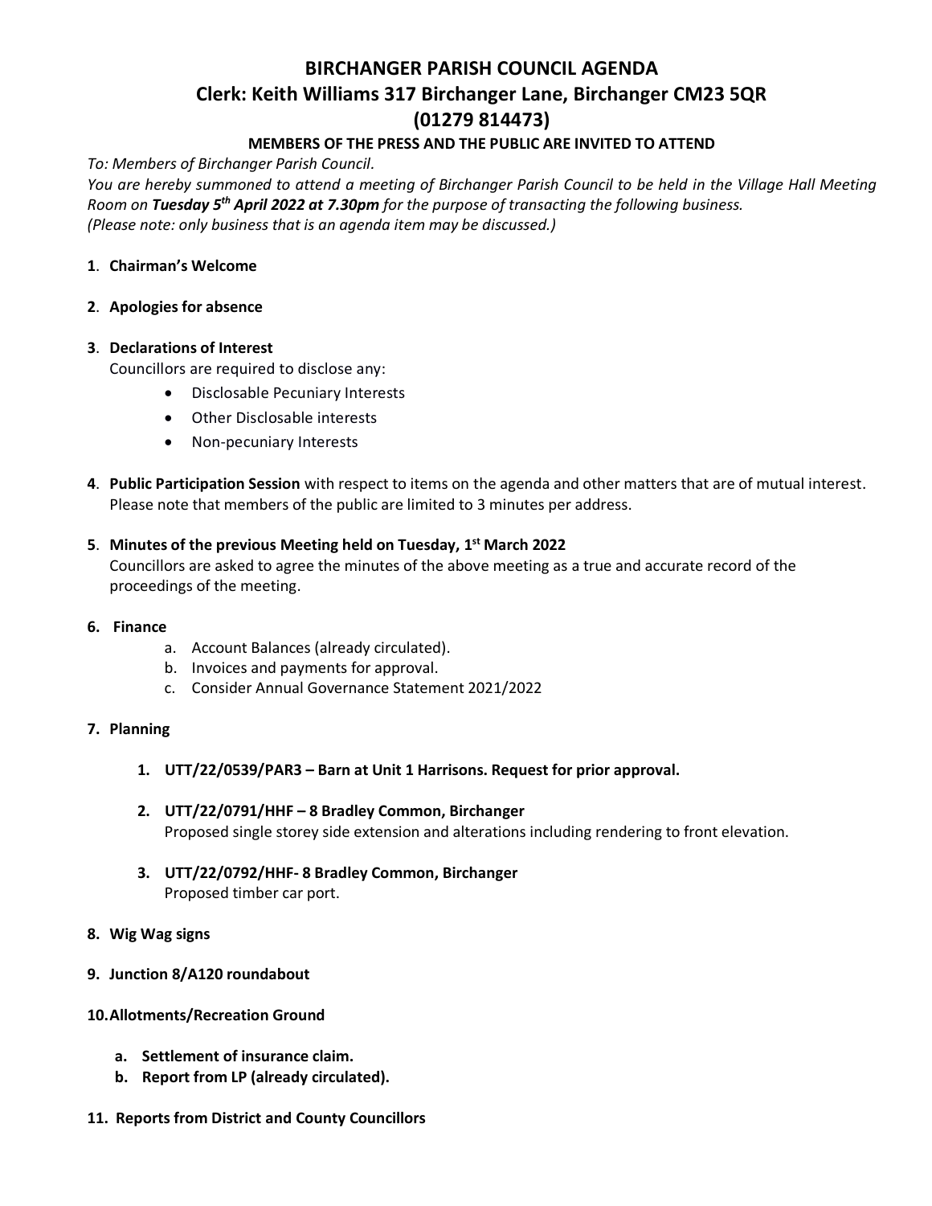# BIRCHANGER PARISH COUNCIL AGENDA

## Clerk: Keith Williams 317 Birchanger Lane, Birchanger CM23 5QR (01279 814473)

**MEMBERS OF THE PRESS AND THE PUBLIC ARE INVITED TO ATTEND**

*To: Members of Birchanger Parish Council.*

*You are hereby summoned to attend a meeting of Birchanger Parish Council to be held in the Village Hall Meeting Room on **Tuesday 5th April 2022 at 7.30pm** for the purpose of transacting the following business.*

*(Please note: only business that is an agenda item may be discussed.)*

**1**. **Chairman's Welcome**

**2**. **Apologies for absence**

**3**. **Declarations of Interest**

Councillors are required to disclose any:

- Disclosable Pecuniary Interests
- Other Disclosable interests
- Non-pecuniary Interests

**4**. **Public Participation Session** with respect to items on the agenda and other matters that are of mutual interest. Please note that members of the public are limited to 3 minutes per address.

**5**. **Minutes of the previous Meeting held on Tuesday, 1st March 2022**

Councillors are asked to agree the minutes of the above meeting as a true and accurate record of the proceedings of the meeting.

**6. Finance**

a. Account Balances (already circulated).
b. Invoices and payments for approval.
c. Consider Annual Governance Statement 2021/2022

**7. Planning**

1. **UTT/22/0539/PAR3 – Barn at Unit 1 Harrisons. Request for prior approval.**
2. **UTT/22/0791/HHF – 8 Bradley Common, Birchanger**
   Proposed single storey side extension and alterations including rendering to front elevation.
3. **UTT/22/0792/HHF- 8 Bradley Common, Birchanger**
   Proposed timber car port.

**8. Wig Wag signs**

**9. Junction 8/A120 roundabout**

**10. Allotments/Recreation Ground**

**a. Settlement of insurance claim.**
**b. Report from LP (already circulated).**

**11. Reports from District and County Councillors**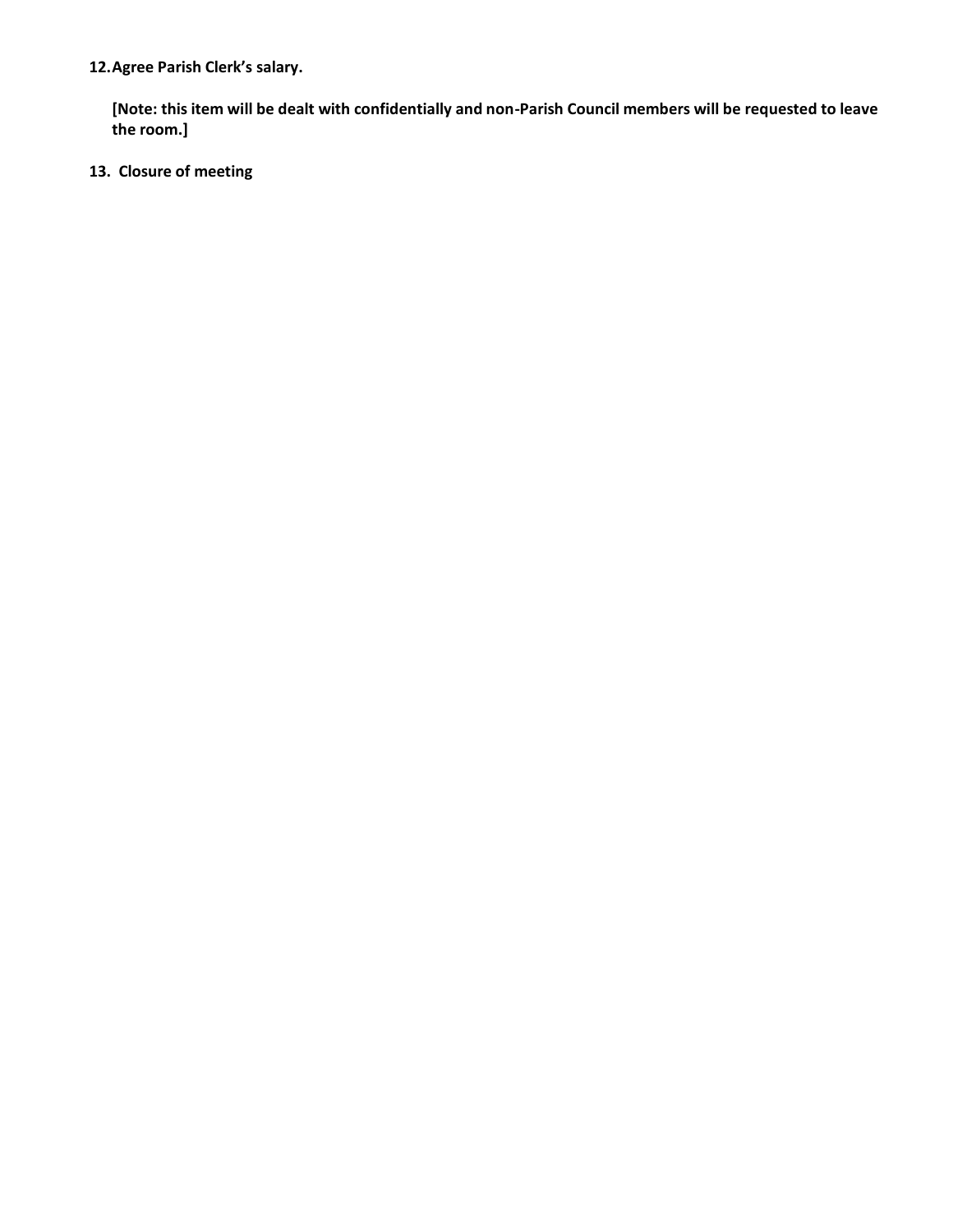**12. Agree Parish Clerk's salary.**

**[Note: this item will be dealt with confidentially and non-Parish Council members will be requested to leave the room.]**

**13. Closure of meeting**